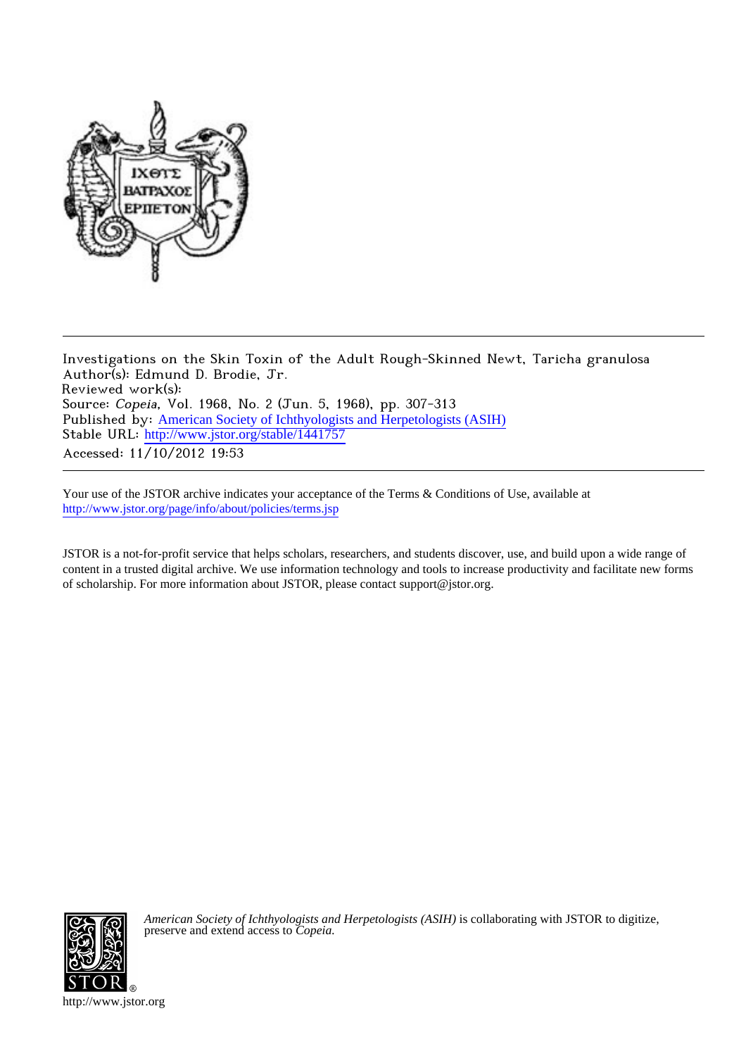Investigations on the Skin Toxin of the Adult Rough-Skinned Newt, Taricha granulosa
Author(s): Edmund D. Brodie, Jr.
Reviewed work(s):
Source: *Copeia*, Vol. 1968, No. 2 (Jun. 5, 1968), pp. 307-313
Published by: American Society of Ichthyologists and Herpetologists (ASIH)
Stable URL: http://www.jstor.org/stable/1441757
Accessed: 11/10/2012 19:53

Your use of the JSTOR archive indicates your acceptance of the Terms & Conditions of Use, available at http://www.jstor.org/page/info/about/policies/terms.jsp

JSTOR is a not-for-profit service that helps scholars, researchers, and students discover, use, and build upon a wide range of content in a trusted digital archive. We use information technology and tools to increase productivity and facilitate new forms of scholarship. For more information about JSTOR, please contact support@jstor.org.

*American Society of Ichthyologists and Herpetologists (ASIH)* is collaborating with JSTOR to digitize, preserve and extend access to *Copeia.*

http://www.jstor.org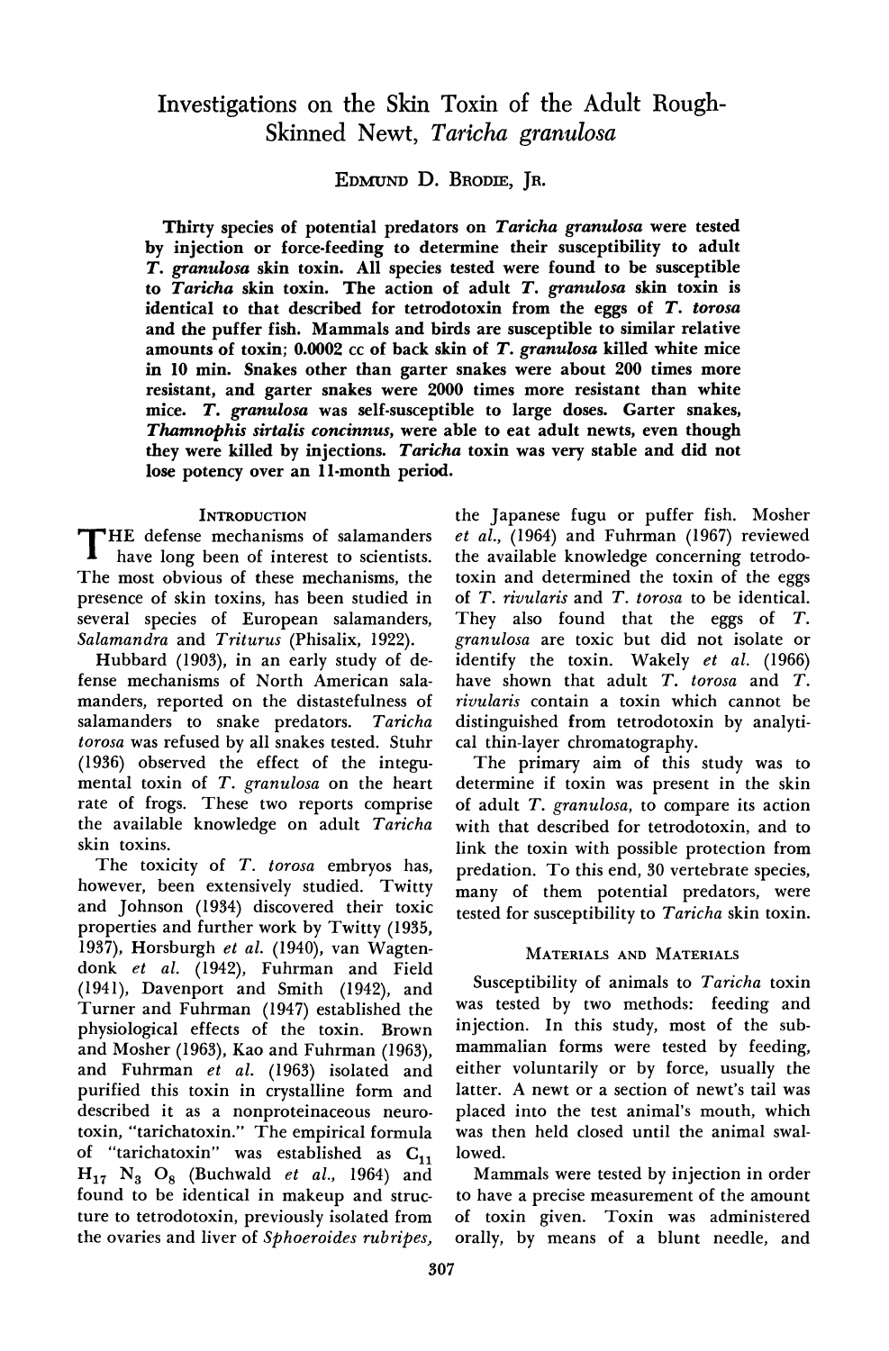# Investigations on the Skin Toxin of the Adult Rough-Skinned Newt, *Taricha granulosa*

EDMUND D. BRODIE, JR.

**Thirty species of potential predators on *Taricha granulosa* were tested by injection or force-feeding to determine their susceptibility to adult *T. granulosa* skin toxin. All species tested were found to be susceptible to *Taricha* skin toxin. The action of adult *T. granulosa* skin toxin is identical to that described for tetrodotoxin from the eggs of *T. torosa* and the puffer fish. Mammals and birds are susceptible to similar relative amounts of toxin; 0.0002 cc of back skin of *T. granulosa* killed white mice in 10 min. Snakes other than garter snakes were about 200 times more resistant, and garter snakes were 2000 times more resistant than white mice. *T. granulosa* was self-susceptible to large doses. Garter snakes, *Thamnophis sirtalis concinnus*, were able to eat adult newts, even though they were killed by injections. *Taricha* toxin was very stable and did not lose potency over an 11-month period.**

## INTRODUCTION

THE defense mechanisms of salamanders have long been of interest to scientists. The most obvious of these mechanisms, the presence of skin toxins, has been studied in several species of European salamanders, *Salamandra* and *Triturus* (Phisalix, 1922).

Hubbard (1903), in an early study of defense mechanisms of North American salamanders, reported on the distastefulness of salamanders to snake predators. *Taricha torosa* was refused by all snakes tested. Stuhr (1936) observed the effect of the integumental toxin of *T. granulosa* on the heart rate of frogs. These two reports comprise the available knowledge on adult *Taricha* skin toxins.

The toxicity of *T. torosa* embryos has, however, been extensively studied. Twitty and Johnson (1934) discovered their toxic properties and further work by Twitty (1935, 1937), Horsburgh *et al.* (1940), van Wagtendonk *et al.* (1942), Fuhrman and Field (1941), Davenport and Smith (1942), and Turner and Fuhrman (1947) established the physiological effects of the toxin. Brown and Mosher (1963), Kao and Fuhrman (1963), and Fuhrman *et al.* (1963) isolated and purified this toxin in crystalline form and described it as a nonproteinaceous neurotoxin, "tarichatoxin." The empirical formula of "tarichatoxin" was established as $C_{11}H_{17}N_3O_8$ (Buchwald *et al.*, 1964) and found to be identical in makeup and structure to tetrodotoxin, previously isolated from the ovaries and liver of *Sphoeroides rubripes*, the Japanese fugu or puffer fish. Mosher *et al.*, (1964) and Fuhrman (1967) reviewed the available knowledge concerning tetrodotoxin and determined the toxin of the eggs of *T. rivularis* and *T. torosa* to be identical. They also found that the eggs of *T. granulosa* are toxic but did not isolate or identify the toxin. Wakely *et al.* (1966) have shown that adult *T. torosa* and *T. rivularis* contain a toxin which cannot be distinguished from tetrodotoxin by analytical thin-layer chromatography.

The primary aim of this study was to determine if toxin was present in the skin of adult *T. granulosa*, to compare its action with that described for tetrodotoxin, and to link the toxin with possible protection from predation. To this end, 30 vertebrate species, many of them potential predators, were tested for susceptibility to *Taricha* skin toxin.

## MATERIALS AND MATERIALS

Susceptibility of animals to *Taricha* toxin was tested by two methods: feeding and injection. In this study, most of the submammalian forms were tested by feeding, either voluntarily or by force, usually the latter. A newt or a section of newt's tail was placed into the test animal's mouth, which was then held closed until the animal swallowed.

Mammals were tested by injection in order to have a precise measurement of the amount of toxin given. Toxin was administered orally, by means of a blunt needle, and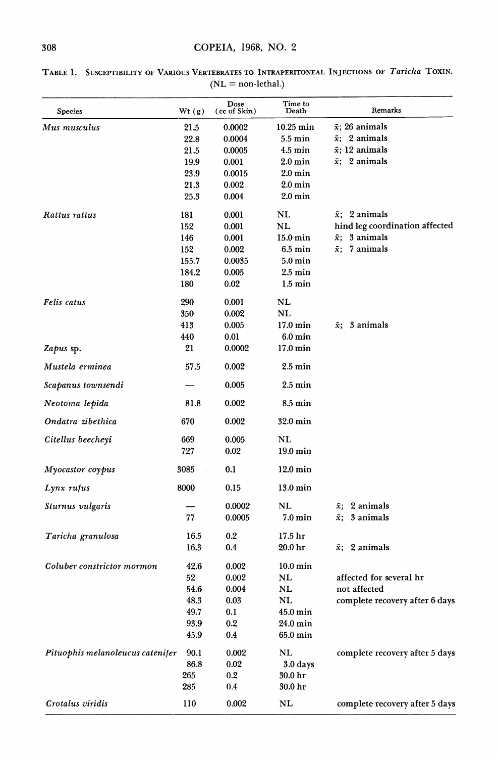TABLE 1. SUSCEPTIBILITY OF VARIOUS VERTEBRATES TO INTRAPERITONEAL INJECTIONS OF *Taricha* TOXIN. (NL = non-lethal.)

| Species | Wt (g) | Dose (cc of Skin) | Time to Death | Remarks |
|---|---|---|---|---|
| *Mus musculus* | 21.5 | 0.0002 | 10.25 min | $\bar{x}$; 26 animals |
| | 22.8 | 0.0004 | 5.5 min | $\bar{x}$; 2 animals |
| | 21.5 | 0.0005 | 4.5 min | $\bar{x}$; 12 animals |
| | 19.9 | 0.001 | 2.0 min | $\bar{x}$; 2 animals |
| | 23.9 | 0.0015 | 2.0 min | |
| | 21.3 | 0.002 | 2.0 min | |
| | 25.3 | 0.004 | 2.0 min | |
| *Rattus rattus* | 181 | 0.001 | NL | $\bar{x}$; 2 animals |
| | 152 | 0.001 | NL | hind leg coordination affected |
| | 146 | 0.001 | 15.0 min | $\bar{x}$; 3 animals |
| | 152 | 0.002 | 6.5 min | $\bar{x}$; 7 animals |
| | 155.7 | 0.0035 | 5.0 min | |
| | 184.2 | 0.005 | 2.5 min | |
| | 180 | 0.02 | 1.5 min | |
| *Felis catus* | 290 | 0.001 | NL | |
| | 350 | 0.002 | NL | |
| | 413 | 0.005 | 17.0 min | $\bar{x}$; 3 animals |
| | 440 | 0.01 | 6.0 min | |
| *Zapus* sp. | 21 | 0.0002 | 17.0 min | |
| *Mustela erminea* | 57.5 | 0.002 | 2.5 min | |
| *Scapanus townsendi* | — | 0.005 | 2.5 min | |
| *Neotoma lepida* | 81.8 | 0.002 | 8.5 min | |
| *Ondatra zibethica* | 670 | 0.002 | 32.0 min | |
| *Citellus beecheyi* | 669 | 0.005 | NL | |
| | 727 | 0.02 | 19.0 min | |
| *Myocastor coypus* | 3085 | 0.1 | 12.0 min | |
| *Lynx rufus* | 8000 | 0.15 | 13.0 min | |
| *Sturnus vulgaris* | — | 0.0002 | NL | $\bar{x}$; 2 animals |
| | 77 | 0.0005 | 7.0 min | $\bar{x}$; 3 animals |
| *Taricha granulosa* | 16.5 | 0.2 | 17.5 hr | |
| | 16.3 | 0.4 | 20.0 hr | $\bar{x}$; 2 animals |
| *Coluber constrictor mormon* | 42.6 | 0.002 | 10.0 min | |
| | 52 | 0.002 | NL | affected for several hr |
| | 54.6 | 0.004 | NL | not affected |
| | 48.3 | 0.03 | NL | complete recovery after 6 days |
| | 49.7 | 0.1 | 45.0 min | |
| | 93.9 | 0.2 | 24.0 min | |
| | 45.9 | 0.4 | 65.0 min | |
| *Pituophis melanoleucus catenifer* | 90.1 | 0.002 | NL | complete recovery after 5 days |
| | 86.8 | 0.02 | 3.0 days | |
| | 265 | 0.2 | 30.0 hr | |
| | 285 | 0.4 | 30.0 hr | |
| *Crotalus viridis* | 110 | 0.002 | NL | complete recovery after 5 days |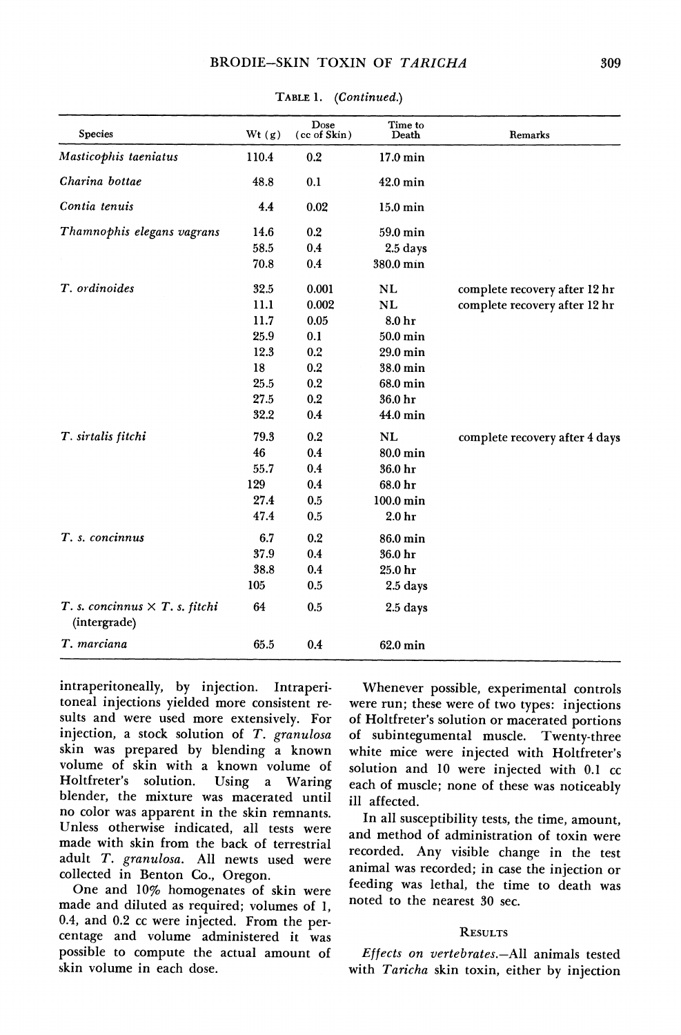TABLE 1. (*Continued.*)

| Species | Wt (g) | Dose (cc of Skin) | Time to Death | Remarks |
|---|---|---|---|---|
| *Masticophis taeniatus* | 110.4 | 0.2 | 17.0 min | |
| *Charina bottae* | 48.8 | 0.1 | 42.0 min | |
| *Contia tenuis* | 4.4 | 0.02 | 15.0 min | |
| *Thamnophis elegans vagrans* | 14.6 | 0.2 | 59.0 min | |
| | 58.5 | 0.4 | 2.5 days | |
| | 70.8 | 0.4 | 380.0 min | |
| *T. ordinoides* | 32.5 | 0.001 | NL | complete recovery after 12 hr |
| | 11.1 | 0.002 | NL | complete recovery after 12 hr |
| | 11.7 | 0.05 | 8.0 hr | |
| | 25.9 | 0.1 | 50.0 min | |
| | 12.3 | 0.2 | 29.0 min | |
| | 18 | 0.2 | 38.0 min | |
| | 25.5 | 0.2 | 68.0 min | |
| | 27.5 | 0.2 | 36.0 hr | |
| | 32.2 | 0.4 | 44.0 min | |
| *T. sirtalis fitchi* | 79.3 | 0.2 | NL | complete recovery after 4 days |
| | 46 | 0.4 | 80.0 min | |
| | 55.7 | 0.4 | 36.0 hr | |
| | 129 | 0.4 | 68.0 hr | |
| | 27.4 | 0.5 | 100.0 min | |
| | 47.4 | 0.5 | 2.0 hr | |
| *T. s. concinnus* | 6.7 | 0.2 | 86.0 min | |
| | 37.9 | 0.4 | 36.0 hr | |
| | 38.8 | 0.4 | 25.0 hr | |
| | 105 | 0.5 | 2.5 days | |
| *T. s. concinnus* × *T. s. fitchi* (intergrade) | 64 | 0.5 | 2.5 days | |
| *T. marciana* | 65.5 | 0.4 | 62.0 min | |

intraperitoneally, by injection. Intraperitoneal injections yielded more consistent results and were used more extensively. For injection, a stock solution of *T. granulosa* skin was prepared by blending a known volume of skin with a known volume of Holtfreter's solution. Using a Waring blender, the mixture was macerated until no color was apparent in the skin remnants. Unless otherwise indicated, all tests were made with skin from the back of terrestrial adult *T. granulosa*. All newts used were collected in Benton Co., Oregon.

One and 10% homogenates of skin were made and diluted as required; volumes of 1, 0.4, and 0.2 cc were injected. From the percentage and volume administered it was possible to compute the actual amount of skin volume in each dose.

Whenever possible, experimental controls were run; these were of two types: injections of Holtfreter's solution or macerated portions of subintegumental muscle. Twenty-three white mice were injected with Holtfreter's solution and 10 were injected with 0.1 cc each of muscle; none of these was noticeably ill affected.

In all susceptibility tests, the time, amount, and method of administration of toxin were recorded. Any visible change in the test animal was recorded; in case the injection or feeding was lethal, the time to death was noted to the nearest 30 sec.

## RESULTS

*Effects on vertebrates.*—All animals tested with *Taricha* skin toxin, either by injection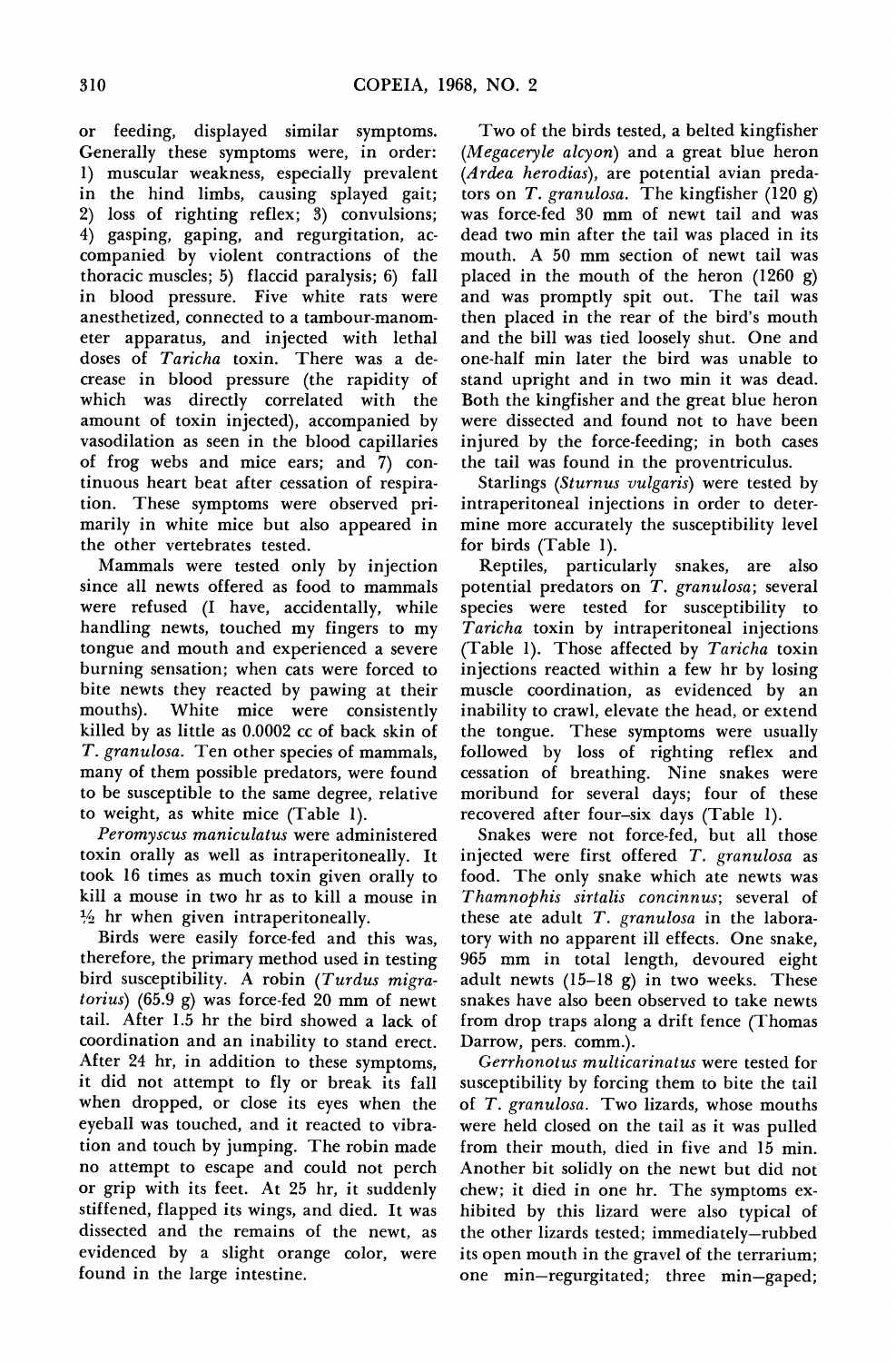or feeding, displayed similar symptoms. Generally these symptoms were, in order: 1) muscular weakness, especially prevalent in the hind limbs, causing splayed gait; 2) loss of righting reflex; 3) convulsions; 4) gasping, gaping, and regurgitation, accompanied by violent contractions of the thoracic muscles; 5) flaccid paralysis; 6) fall in blood pressure. Five white rats were anesthetized, connected to a tambour-manometer apparatus, and injected with lethal doses of *Taricha* toxin. There was a decrease in blood pressure (the rapidity of which was directly correlated with the amount of toxin injected), accompanied by vasodilation as seen in the blood capillaries of frog webs and mice ears; and 7) continuous heart beat after cessation of respiration. These symptoms were observed primarily in white mice but also appeared in the other vertebrates tested.

Mammals were tested only by injection since all newts offered as food to mammals were refused (I have, accidentally, while handling newts, touched my fingers to my tongue and mouth and experienced a severe burning sensation; when cats were forced to bite newts they reacted by pawing at their mouths). White mice were consistently killed by as little as 0.0002 cc of back skin of *T. granulosa*. Ten other species of mammals, many of them possible predators, were found to be susceptible to the same degree, relative to weight, as white mice (Table 1).

*Peromyscus maniculatus* were administered toxin orally as well as intraperitoneally. It took 16 times as much toxin given orally to kill a mouse in two hr as to kill a mouse in ½ hr when given intraperitoneally.

Birds were easily force-fed and this was, therefore, the primary method used in testing bird susceptibility. A robin (*Turdus migratorius*) (65.9 g) was force-fed 20 mm of newt tail. After 1.5 hr the bird showed a lack of coordination and an inability to stand erect. After 24 hr, in addition to these symptoms, it did not attempt to fly or break its fall when dropped, or close its eyes when the eyeball was touched, and it reacted to vibration and touch by jumping. The robin made no attempt to escape and could not perch or grip with its feet. At 25 hr, it suddenly stiffened, flapped its wings, and died. It was dissected and the remains of the newt, as evidenced by a slight orange color, were found in the large intestine.

Two of the birds tested, a belted kingfisher (*Megaceryle alcyon*) and a great blue heron (*Ardea herodias*), are potential avian predators on *T. granulosa*. The kingfisher (120 g) was force-fed 30 mm of newt tail and was dead two min after the tail was placed in its mouth. A 50 mm section of newt tail was placed in the mouth of the heron (1260 g) and was promptly spit out. The tail was then placed in the rear of the bird's mouth and the bill was tied loosely shut. One and one-half min later the bird was unable to stand upright and in two min it was dead. Both the kingfisher and the great blue heron were dissected and found not to have been injured by the force-feeding; in both cases the tail was found in the proventriculus.

Starlings (*Sturnus vulgaris*) were tested by intraperitoneal injections in order to determine more accurately the susceptibility level for birds (Table 1).

Reptiles, particularly snakes, are also potential predators on *T. granulosa*; several species were tested for susceptibility to *Taricha* toxin by intraperitoneal injections (Table 1). Those affected by *Taricha* toxin injections reacted within a few hr by losing muscle coordination, as evidenced by an inability to crawl, elevate the head, or extend the tongue. These symptoms were usually followed by loss of righting reflex and cessation of breathing. Nine snakes were moribund for several days; four of these recovered after four–six days (Table 1).

Snakes were not force-fed, but all those injected were first offered *T. granulosa* as food. The only snake which ate newts was *Thamnophis sirtalis concinnus*; several of these ate adult *T. granulosa* in the laboratory with no apparent ill effects. One snake, 965 mm in total length, devoured eight adult newts (15–18 g) in two weeks. These snakes have also been observed to take newts from drop traps along a drift fence (Thomas Darrow, pers. comm.).

*Gerrhonotus multicarinatus* were tested for susceptibility by forcing them to bite the tail of *T. granulosa*. Two lizards, whose mouths were held closed on the tail as it was pulled from their mouth, died in five and 15 min. Another bit solidly on the newt but did not chew; it died in one hr. The symptoms exhibited by this lizard were also typical of the other lizards tested; immediately—rubbed its open mouth in the gravel of the terrarium; one min—regurgitated; three min—gaped;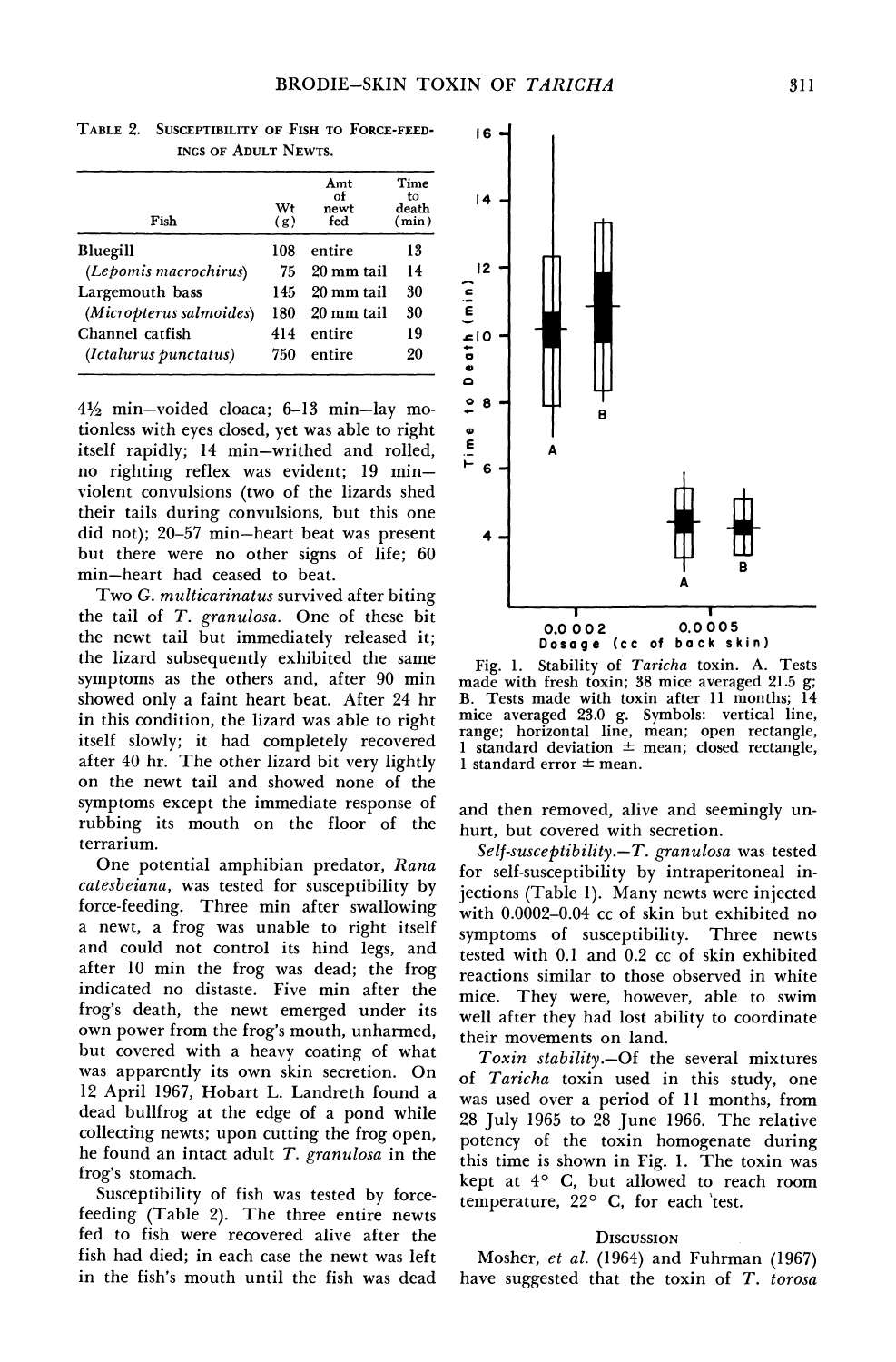TABLE 2. SUSCEPTIBILITY OF FISH TO FORCE-FEEDINGS OF ADULT NEWTS.

| Fish | Wt (g) | Amt of newt fed | Time to death (min) |
|---|---|---|---|
| Bluegill | 108 | entire | 13 |
| (*Lepomis macrochirus*) | 75 | 20 mm tail | 14 |
| Largemouth bass | 145 | 20 mm tail | 30 |
| (*Micropterus salmoides*) | 180 | 20 mm tail | 30 |
| Channel catfish | 414 | entire | 19 |
| (*Ictalurus punctatus*) | 750 | entire | 20 |

4½ min—voided cloaca; 6–13 min—lay motionless with eyes closed, yet was able to right itself rapidly; 14 min—writhed and rolled, no righting reflex was evident; 19 min—violent convulsions (two of the lizards shed their tails during convulsions, but this one did not); 20–57 min—heart beat was present but there were no other signs of life; 60 min—heart had ceased to beat.

Two *G. multicarinatus* survived after biting the tail of *T. granulosa*. One of these bit the newt tail but immediately released it; the lizard subsequently exhibited the same symptoms as the others and, after 90 min showed only a faint heart beat. After 24 hr in this condition, the lizard was able to right itself slowly; it had completely recovered after 40 hr. The other lizard bit very lightly on the newt tail and showed none of the symptoms except the immediate response of rubbing its mouth on the floor of the terrarium.

One potential amphibian predator, *Rana catesbeiana*, was tested for susceptibility by force-feeding. Three min after swallowing a newt, a frog was unable to right itself and could not control its hind legs, and after 10 min the frog was dead; the frog indicated no distaste. Five min after the frog's death, the newt emerged under its own power from the frog's mouth, unharmed, but covered with a heavy coating of what was apparently its own skin secretion. On 12 April 1967, Hobart L. Landreth found a dead bullfrog at the edge of a pond while collecting newts; upon cutting the frog open, he found an intact adult *T. granulosa* in the frog's stomach.

Susceptibility of fish was tested by force-feeding (Table 2). The three entire newts fed to fish were recovered alive after the fish had died; in each case the newt was left in the fish's mouth until the fish was dead and then removed, alive and seemingly unhurt, but covered with secretion.

Fig. 1. Stability of *Taricha* toxin. A. Tests made with fresh toxin; 38 mice averaged 21.5 g; B. Tests made with toxin after 11 months; 14 mice averaged 23.0 g. Symbols: vertical line, range; horizontal line, mean; open rectangle, 1 standard deviation ± mean; closed rectangle, 1 standard error ± mean.

*Self-susceptibility.*—*T. granulosa* was tested for self-susceptibility by intraperitoneal injections (Table 1). Many newts were injected with 0.0002–0.04 cc of skin but exhibited no symptoms of susceptibility. Three newts tested with 0.1 and 0.2 cc of skin exhibited reactions similar to those observed in white mice. They were, however, able to swim well after they had lost ability to coordinate their movements on land.

*Toxin stability.*—Of the several mixtures of *Taricha* toxin used in this study, one was used over a period of 11 months, from 28 July 1965 to 28 June 1966. The relative potency of the toxin homogenate during this time is shown in Fig. 1. The toxin was kept at 4° C, but allowed to reach room temperature, 22° C, for each test.

## DISCUSSION

Mosher, *et al.* (1964) and Fuhrman (1967) have suggested that the toxin of *T. torosa*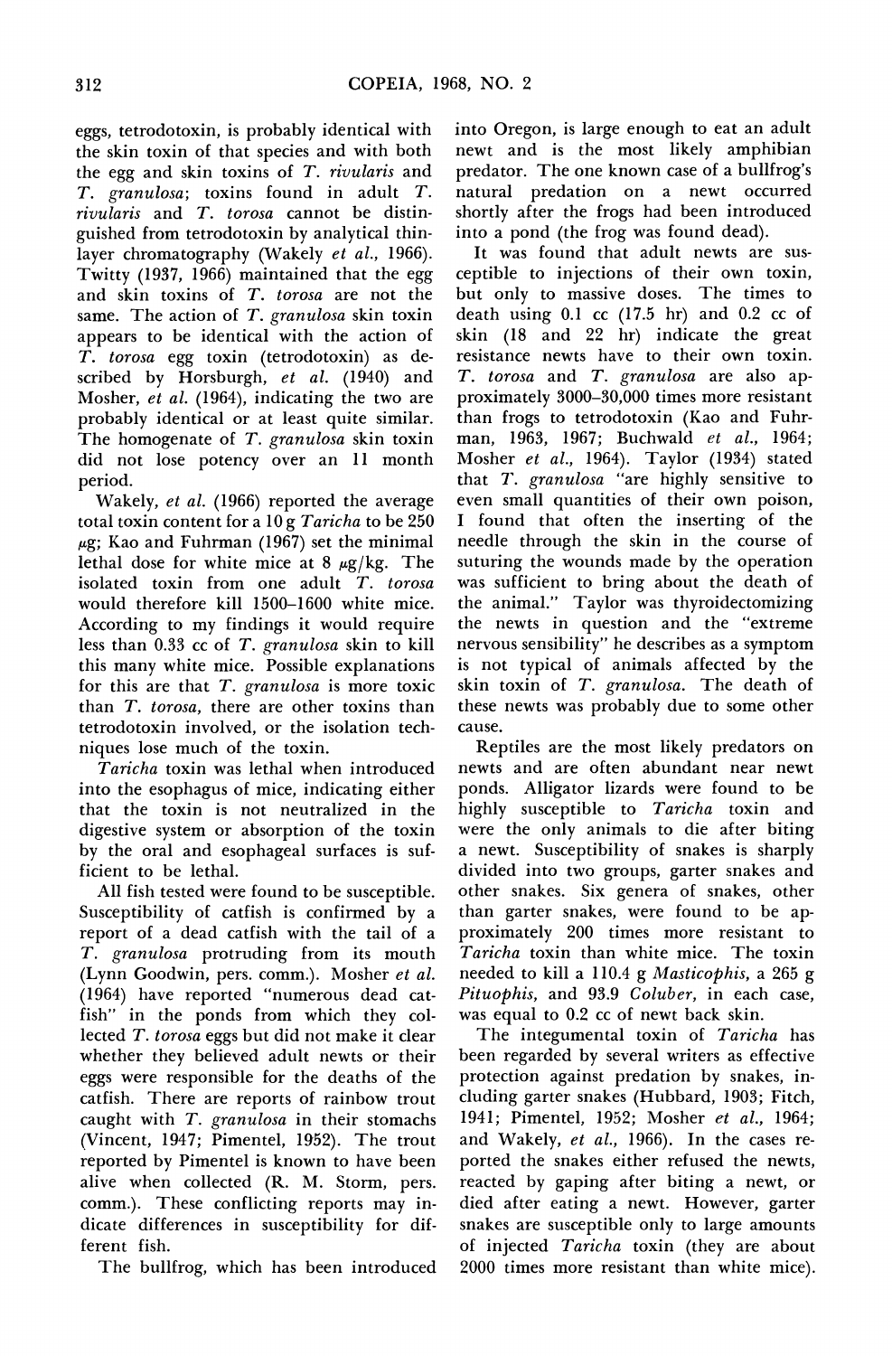eggs, tetrodotoxin, is probably identical with the skin toxin of that species and with both the egg and skin toxins of *T. rivularis* and *T. granulosa*; toxins found in adult *T. rivularis* and *T. torosa* cannot be distinguished from tetrodotoxin by analytical thin-layer chromatography (Wakely *et al.*, 1966). Twitty (1937, 1966) maintained that the egg and skin toxins of *T. torosa* are not the same. The action of *T. granulosa* skin toxin appears to be identical with the action of *T. torosa* egg toxin (tetrodotoxin) as described by Horsburgh, *et al.* (1940) and Mosher, *et al.* (1964), indicating the two are probably identical or at least quite similar. The homogenate of *T. granulosa* skin toxin did not lose potency over an 11 month period.

Wakely, *et al.* (1966) reported the average total toxin content for a 10 g *Taricha* to be 250 μg; Kao and Fuhrman (1967) set the minimal lethal dose for white mice at 8 μg/kg. The isolated toxin from one adult *T. torosa* would therefore kill 1500–1600 white mice. According to my findings it would require less than 0.33 cc of *T. granulosa* skin to kill this many white mice. Possible explanations for this are that *T. granulosa* is more toxic than *T. torosa*, there are other toxins than tetrodotoxin involved, or the isolation techniques lose much of the toxin.

*Taricha* toxin was lethal when introduced into the esophagus of mice, indicating either that the toxin is not neutralized in the digestive system or absorption of the toxin by the oral and esophageal surfaces is sufficient to be lethal.

All fish tested were found to be susceptible. Susceptibility of catfish is confirmed by a report of a dead catfish with the tail of a *T. granulosa* protruding from its mouth (Lynn Goodwin, pers. comm.). Mosher *et al.* (1964) have reported "numerous dead catfish" in the ponds from which they collected *T. torosa* eggs but did not make it clear whether they believed adult newts or their eggs were responsible for the deaths of the catfish. There are reports of rainbow trout caught with *T. granulosa* in their stomachs (Vincent, 1947; Pimentel, 1952). The trout reported by Pimentel is known to have been alive when collected (R. M. Storm, pers. comm.). These conflicting reports may indicate differences in susceptibility for different fish.

The bullfrog, which has been introduced into Oregon, is large enough to eat an adult newt and is the most likely amphibian predator. The one known case of a bullfrog's natural predation on a newt occurred shortly after the frogs had been introduced into a pond (the frog was found dead).

It was found that adult newts are susceptible to injections of their own toxin, but only to massive doses. The times to death using 0.1 cc (17.5 hr) and 0.2 cc of skin (18 and 22 hr) indicate the great resistance newts have to their own toxin. *T. torosa* and *T. granulosa* are also approximately 3000–30,000 times more resistant than frogs to tetrodotoxin (Kao and Fuhrman, 1963, 1967; Buchwald *et al.*, 1964; Mosher *et al.*, 1964). Taylor (1934) stated that *T. granulosa* "are highly sensitive to even small quantities of their own poison, I found that often the inserting of the needle through the skin in the course of suturing the wounds made by the operation was sufficient to bring about the death of the animal." Taylor was thyroidectomizing the newts in question and the "extreme nervous sensibility" he describes as a symptom is not typical of animals affected by the skin toxin of *T. granulosa*. The death of these newts was probably due to some other cause.

Reptiles are the most likely predators on newts and are often abundant near newt ponds. Alligator lizards were found to be highly susceptible to *Taricha* toxin and were the only animals to die after biting a newt. Susceptibility of snakes is sharply divided into two groups, garter snakes and other snakes. Six genera of snakes, other than garter snakes, were found to be approximately 200 times more resistant to *Taricha* toxin than white mice. The toxin needed to kill a 110.4 g *Masticophis*, a 265 g *Pituophis*, and 93.9 *Coluber*, in each case, was equal to 0.2 cc of newt back skin.

The integumental toxin of *Taricha* has been regarded by several writers as effective protection against predation by snakes, including garter snakes (Hubbard, 1903; Fitch, 1941; Pimentel, 1952; Mosher *et al.*, 1964; and Wakely, *et al.*, 1966). In the cases reported the snakes either refused the newts, reacted by gaping after biting a newt, or died after eating a newt. However, garter snakes are susceptible only to large amounts of injected *Taricha* toxin (they are about 2000 times more resistant than white mice).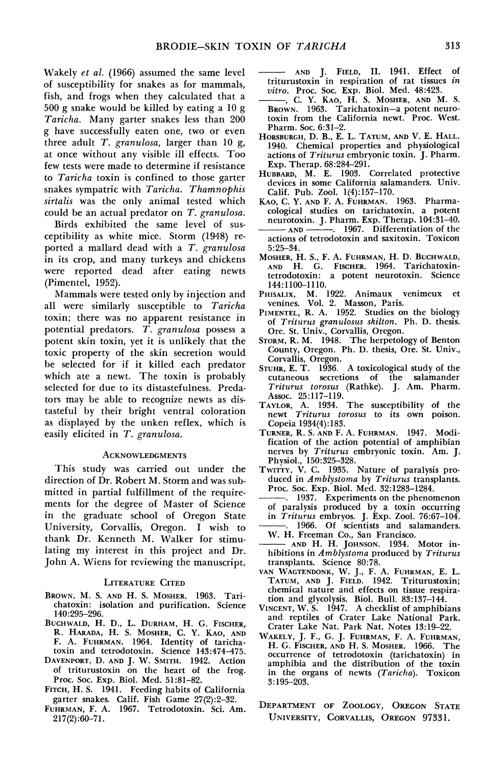Wakely *et al.* (1966) assumed the same level of susceptibility for snakes as for mammals, fish, and frogs when they calculated that a 500 g snake would be killed by eating a 10 g *Taricha*. Many garter snakes less than 200 g have successfully eaten one, two or even three adult *T. granulosa*, larger than 10 g, at once without any visible ill effects. Too few tests were made to determine if resistance to *Taricha* toxin is confined to those garter snakes sympatric with *Taricha*. *Thamnophis sirtalis* was the only animal tested which could be an actual predator on *T. granulosa*.

Birds exhibited the same level of susceptibility as white mice. Storm (1948) reported a mallard dead with a *T. granulosa* in its crop, and many turkeys and chickens were reported dead after eating newts (Pimentel, 1952).

Mammals were tested only by injection and all were similarly susceptible to *Taricha* toxin; there was no apparent resistance in potential predators. *T. granulosa* possess a potent skin toxin, yet it is unlikely that the toxic property of the skin secretion would be selected for if it killed each predator which ate a newt. The toxin is probably selected for due to its distastefulness. Predators may be able to recognize newts as distasteful by their bright ventral coloration as displayed by the unken reflex, which is easily elicited in *T. granulosa*.

## Acknowledgments

This study was carried out under the direction of Dr. Robert M. Storm and was submitted in partial fulfillment of the requirements for the degree of Master of Science in the graduate school of Oregon State University, Corvallis, Oregon. I wish to thank Dr. Kenneth M. Walker for stimulating my interest in this project and Dr. John A. Wiens for reviewing the manuscript.

## Literature Cited

Brown, M. S. and H. S. Mosher. 1963. Tarichatoxin: isolation and purification. Science 140:295–296.

Buchwald, H. D., L. Durham, H. G. Fischer, R. Harada, H. S. Mosher, C. Y. Kao, and F. A. Fuhrman. 1964. Identity of tarichatoxin and tetrodotoxin. Science 143:474–475.

Davenport, D. and J. W. Smith. 1942. Action of triturustoxin on the heart of the frog. Proc. Soc. Exp. Biol. Med. 51:81–82.

Fitch, H. S. 1941. Feeding habits of California garter snakes. Calif. Fish Game 27(2):2–32.

Fuhrman, F. A. 1967. Tetrodotoxin. Sci. Am. 217(2):60–71.

——— and J. Field, II. 1941. Effect of triturustoxin in respiration of rat tissues *in vitro*. Proc. Soc. Exp. Biol. Med. 48:423.

———, C. Y. Kao, H. S. Mosher, and M. S. Brown. 1963. Tarichatoxin—a potent neurotoxin from the California newt. Proc. West. Pharm. Soc. 6:31–2.

Horsburgh, D. B., E. L. Tatum, and V. E. Hall. 1940. Chemical properties and physiological actions of *Triturus* embryonic toxin. J. Pharm. Exp. Therap. 68:284–291.

Hubbard, M. E. 1903. Correlated protective devices in some California salamanders. Univ. Calif. Pub. Zool. 1(4):157–170.

Kao, C. Y. and F. A. Fuhrman. 1963. Pharmacological studies on tarichatoxin, a potent neurotoxin. J. Pharm. Exp. Therap. 104:31–40.

——— and ———. 1967. Differentiation of the actions of tetrodotoxin and saxitoxin. Toxicon 5:25–34.

Mosher, H. S., F. A. Fuhrman, H. D. Buchwald, and H. G. Fischer. 1964. Tarichatoxin-tetrodotoxin: a potent neurotoxin. Science 144:1100–1110.

Phisalix, M. 1922. Animaux venimeux et venines. Vol. 2. Masson, Paris.

Pimentel, R. A. 1952. Studies on the biology of *Triturus granulosus skilton*. Ph. D. thesis. Ore. St. Univ., Corvallis, Oregon.

Storm, R. M. 1948. The herpetology of Benton County, Oregon. Ph. D. thesis, Ore. St. Univ., Corvallis, Oregon.

Stuhr, E. T. 1936. A toxicological study of the cutaneous secretions of the salamander *Triturus torosus* (Rathke). J. Am. Pharm. Assoc. 25:117–119.

Taylor, A. 1934. The susceptibility of the newt *Triturus torosus* to its own poison. Copeia 1934(4):183.

Turner, R. S. and F. A. Fuhrman. 1947. Modification of the action potential of amphibian nerves by *Triturus* embryonic toxin. Am. J. Physiol., 150:325–328.

Twitty, V. C. 1935. Nature of paralysis produced in *Amblystoma* by *Triturus* transplants. Proc. Soc. Exp. Biol. Med. 32:1283–1284.

———. 1937. Experiments on the phenomenon of paralysis produced by a toxin occurring in *Triturus* embryos. J. Exp. Zool. 76:67–104.

———. 1966. Of scientists and salamanders. W. H. Freeman Co., San Francisco.

——— and H. H. Johnson. 1934. Motor inhibitions in *Amblystoma* produced by *Triturus* transplants. Science 80:78.

van Wagtendonk, W. J., F. A. Fuhrman, E. L. Tatum, and J. Field. 1942. Triturustoxin; chemical nature and effects on tissue respiration and glycolysis. Biol. Bull. 83:137–144.

Vincent, W. S. 1947. A checklist of amphibians and reptiles of Crater Lake National Park. Crater Lake Nat. Park Nat. Notes 13:19–22.

Wakely, J. F., G. J. Fuhrman, F. A. Fuhrman, H. G. Fischer, and H. S. Mosher. 1966. The occurrence of tetrodotoxin (tarichatoxin) in amphibia and the distribution of the toxin in the organs of newts (*Taricha*). Toxicon 3:195–203.

Department of Zoology, Oregon State University, Corvallis, Oregon 97331.